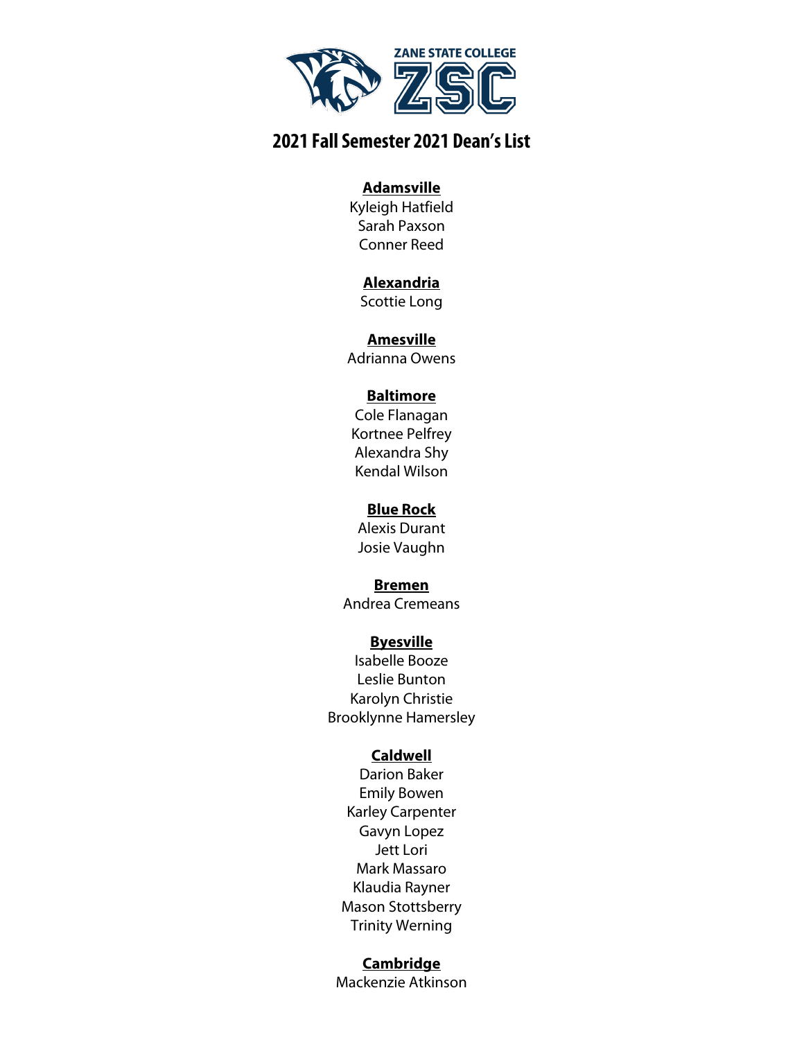ZANE STATE COLLEGE

ZSC

# 2021 Fall Semester 2021 Dean's List

**Adamsville**

Kyleigh Hatfield
Sarah Paxson
Conner Reed

**Alexandria**

Scottie Long

**Amesville**

Adrianna Owens

**Baltimore**

Cole Flanagan
Kortnee Pelfrey
Alexandra Shy
Kendal Wilson

**Blue Rock**

Alexis Durant
Josie Vaughn

**Bremen**

Andrea Cremeans

**Byesville**

Isabelle Booze
Leslie Bunton
Karolyn Christie
Brooklynne Hamersley

**Caldwell**

Darion Baker
Emily Bowen
Karley Carpenter
Gavyn Lopez
Jett Lori
Mark Massaro
Klaudia Rayner
Mason Stottsberry
Trinity Werning

**Cambridge**

Mackenzie Atkinson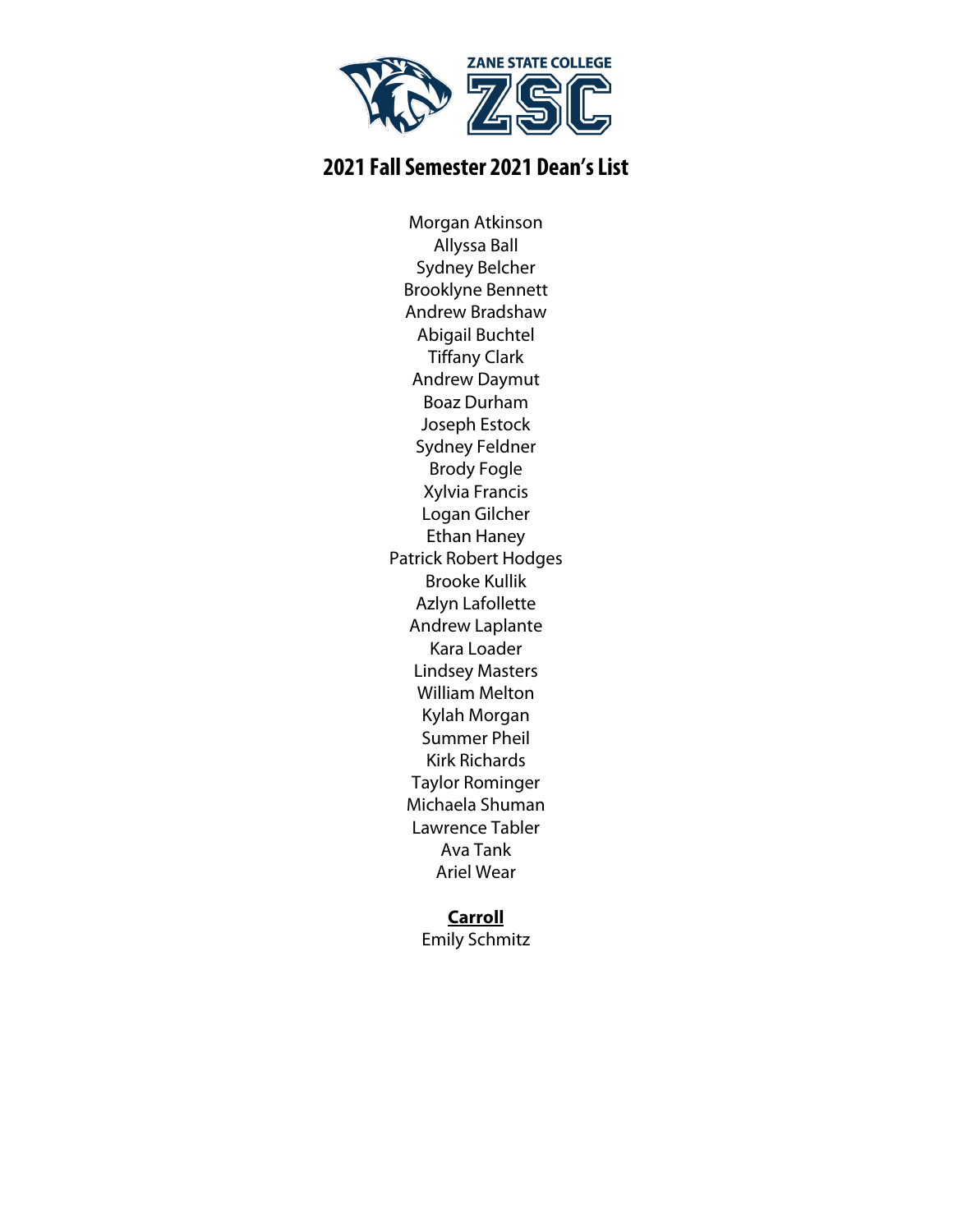ZANE STATE COLLEGE

ZSC

## 2021 Fall Semester 2021 Dean's List

Morgan Atkinson
Allyssa Ball
Sydney Belcher
Brooklyne Bennett
Andrew Bradshaw
Abigail Buchtel
Tiffany Clark
Andrew Daymut
Boaz Durham
Joseph Estock
Sydney Feldner
Brody Fogle
Xylvia Francis
Logan Gilcher
Ethan Haney
Patrick Robert Hodges
Brooke Kullik
Azlyn Lafollette
Andrew Laplante
Kara Loader
Lindsey Masters
William Melton
Kylah Morgan
Summer Pheil
Kirk Richards
Taylor Rominger
Michaela Shuman
Lawrence Tabler
Ava Tank
Ariel Wear

**Carroll**

Emily Schmitz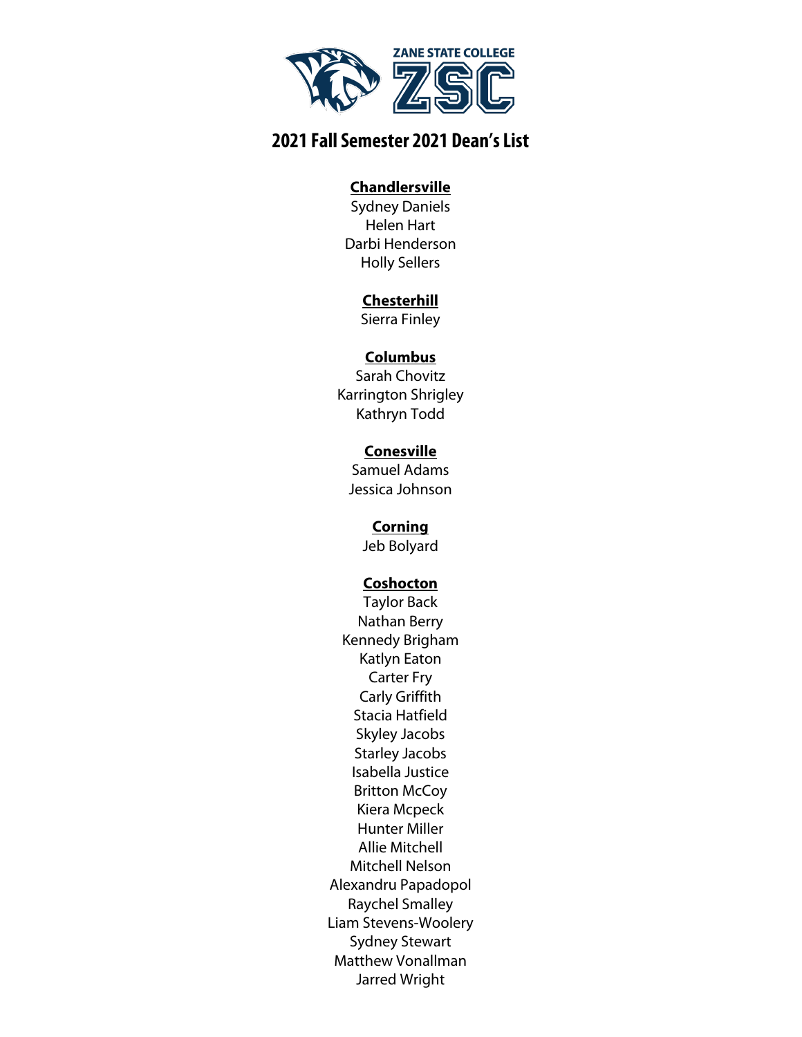ZANE STATE COLLEGE ZSC

# 2021 Fall Semester 2021 Dean's List

**Chandlersville**

Sydney Daniels
Helen Hart
Darbi Henderson
Holly Sellers

**Chesterhill**

Sierra Finley

**Columbus**

Sarah Chovitz
Karrington Shrigley
Kathryn Todd

**Conesville**

Samuel Adams
Jessica Johnson

**Corning**

Jeb Bolyard

**Coshocton**

Taylor Back
Nathan Berry
Kennedy Brigham
Katlyn Eaton
Carter Fry
Carly Griffith
Stacia Hatfield
Skyley Jacobs
Starley Jacobs
Isabella Justice
Britton McCoy
Kiera Mcpeck
Hunter Miller
Allie Mitchell
Mitchell Nelson
Alexandru Papadopol
Raychel Smalley
Liam Stevens-Woolery
Sydney Stewart
Matthew Vonallman
Jarred Wright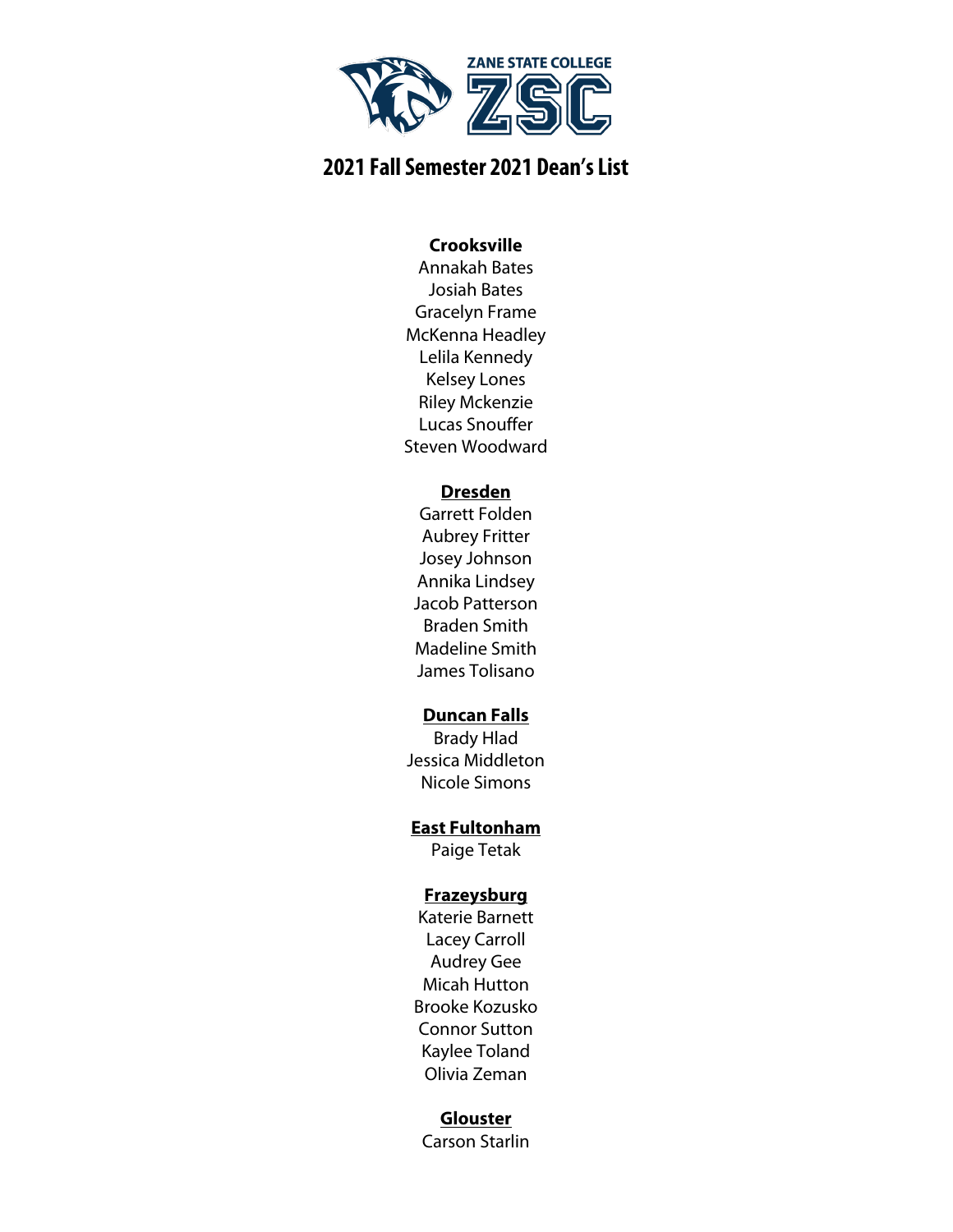ZANE STATE COLLEGE
ZSC

## 2021 Fall Semester 2021 Dean's List

**Crooksville**

Annakah Bates
Josiah Bates
Gracelyn Frame
McKenna Headley
Lelila Kennedy
Kelsey Lones
Riley Mckenzie
Lucas Snouffer
Steven Woodward

**Dresden**

Garrett Folden
Aubrey Fritter
Josey Johnson
Annika Lindsey
Jacob Patterson
Braden Smith
Madeline Smith
James Tolisano

**Duncan Falls**

Brady Hlad
Jessica Middleton
Nicole Simons

**East Fultonham**

Paige Tetak

**Frazeysburg**

Katerie Barnett
Lacey Carroll
Audrey Gee
Micah Hutton
Brooke Kozusko
Connor Sutton
Kaylee Toland
Olivia Zeman

**Glouster**

Carson Starlin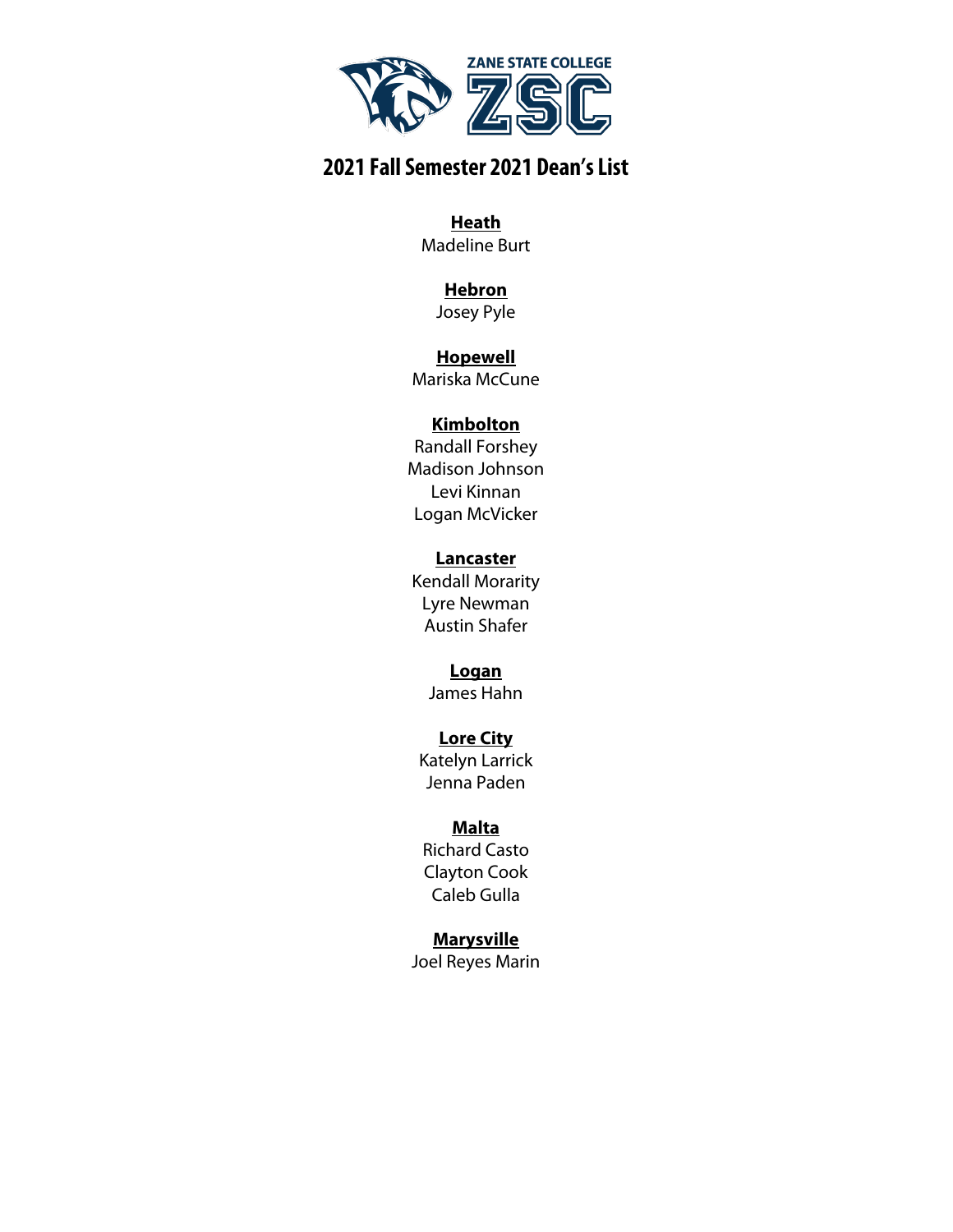ZANE STATE COLLEGE ZSC

# 2021 Fall Semester 2021 Dean's List

**Heath**
Madeline Burt

**Hebron**
Josey Pyle

**Hopewell**
Mariska McCune

**Kimbolton**
Randall Forshey
Madison Johnson
Levi Kinnan
Logan McVicker

**Lancaster**
Kendall Morarity
Lyre Newman
Austin Shafer

**Logan**
James Hahn

**Lore City**
Katelyn Larrick
Jenna Paden

**Malta**
Richard Casto
Clayton Cook
Caleb Gulla

**Marysville**
Joel Reyes Marin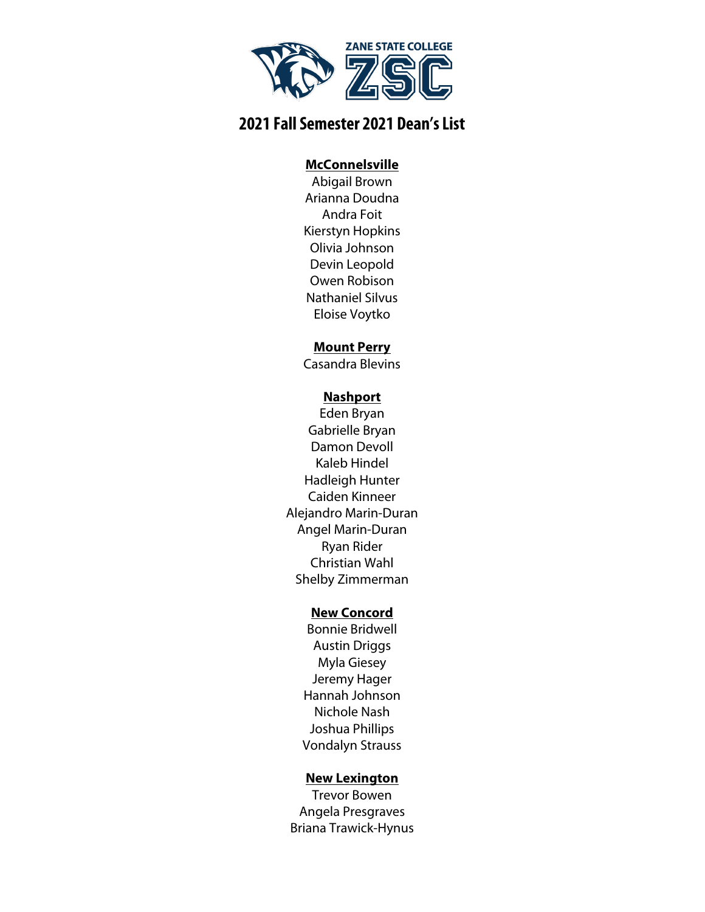ZANE STATE COLLEGE

ZSC

# 2021 Fall Semester 2021 Dean's List

**McConnelsville**

Abigail Brown
Arianna Doudna
Andra Foit
Kierstyn Hopkins
Olivia Johnson
Devin Leopold
Owen Robison
Nathaniel Silvus
Eloise Voytko

**Mount Perry**

Casandra Blevins

**Nashport**

Eden Bryan
Gabrielle Bryan
Damon Devoll
Kaleb Hindel
Hadleigh Hunter
Caiden Kinneer
Alejandro Marin-Duran
Angel Marin-Duran
Ryan Rider
Christian Wahl
Shelby Zimmerman

**New Concord**

Bonnie Bridwell
Austin Driggs
Myla Giesey
Jeremy Hager
Hannah Johnson
Nichole Nash
Joshua Phillips
Vondalyn Strauss

**New Lexington**

Trevor Bowen
Angela Presgraves
Briana Trawick-Hynus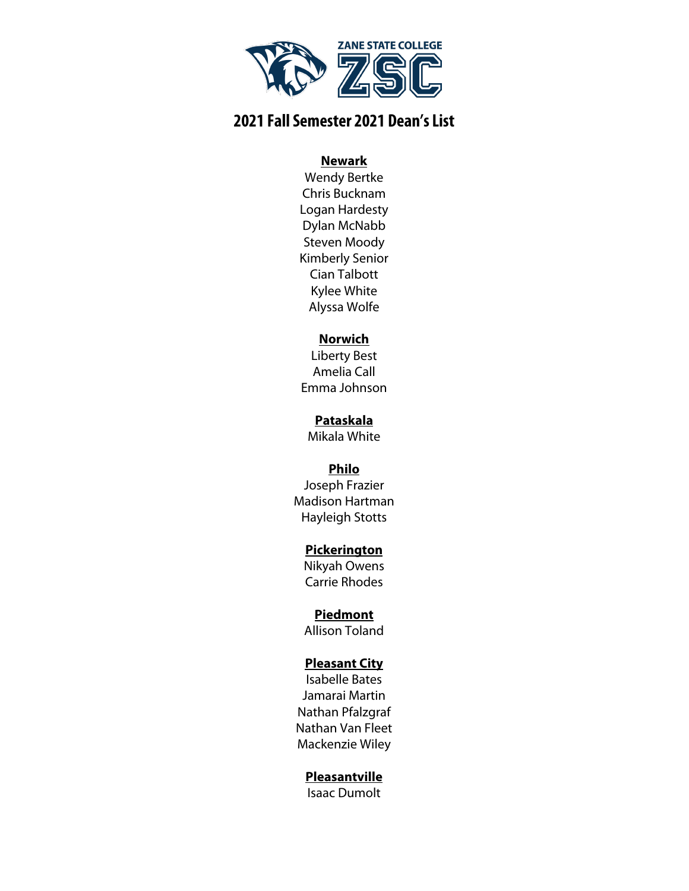ZANE STATE COLLEGE

ZSC

# 2021 Fall Semester 2021 Dean's List

**Newark**

Wendy Bertke
Chris Bucknam
Logan Hardesty
Dylan McNabb
Steven Moody
Kimberly Senior
Cian Talbott
Kylee White
Alyssa Wolfe

**Norwich**

Liberty Best
Amelia Call
Emma Johnson

**Pataskala**

Mikala White

**Philo**

Joseph Frazier
Madison Hartman
Hayleigh Stotts

**Pickerington**

Nikyah Owens
Carrie Rhodes

**Piedmont**

Allison Toland

**Pleasant City**

Isabelle Bates
Jamarai Martin
Nathan Pfalzgraf
Nathan Van Fleet
Mackenzie Wiley

**Pleasantville**

Isaac Dumolt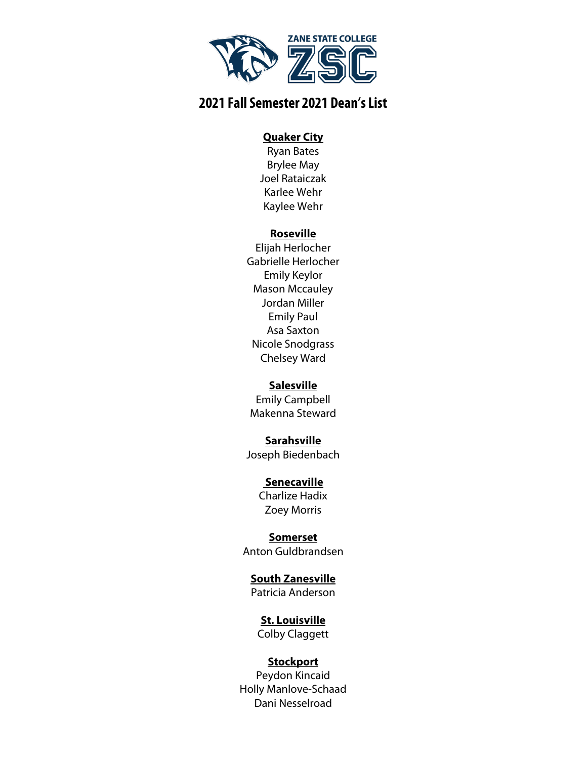ZANE STATE COLLEGE

ZSC

# 2021 Fall Semester 2021 Dean's List

**Quaker City**

Ryan Bates
Brylee May
Joel Rataiczak
Karlee Wehr
Kaylee Wehr

**Roseville**

Elijah Herlocher
Gabrielle Herlocher
Emily Keylor
Mason Mccauley
Jordan Miller
Emily Paul
Asa Saxton
Nicole Snodgrass
Chelsey Ward

**Salesville**

Emily Campbell
Makenna Steward

**Sarahsville**

Joseph Biedenbach

**Senecaville**

Charlize Hadix
Zoey Morris

**Somerset**

Anton Guldbrandsen

**South Zanesville**

Patricia Anderson

**St. Louisville**

Colby Claggett

**Stockport**

Peydon Kincaid
Holly Manlove-Schaad
Dani Nesselroad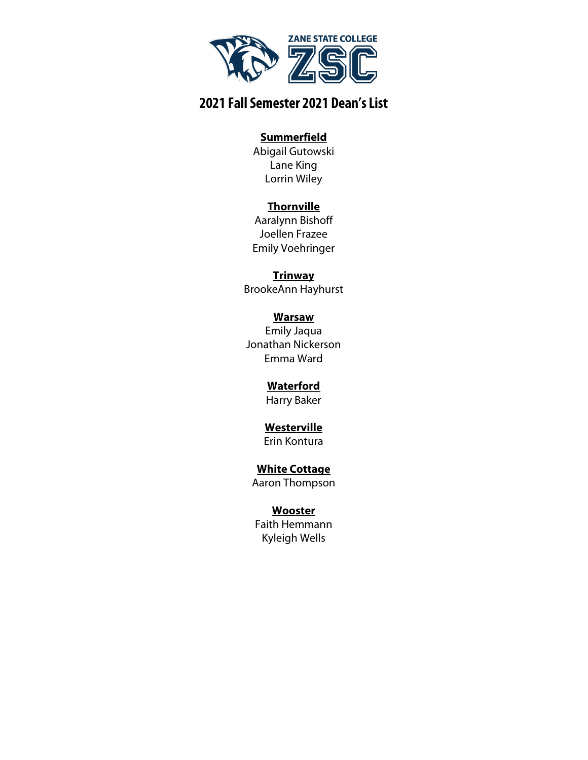ZANE STATE COLLEGE
ZSC

# 2021 Fall Semester 2021 Dean's List

**Summerfield**

Abigail Gutowski
Lane King
Lorrin Wiley

**Thornville**

Aaralynn Bishoff
Joellen Frazee
Emily Voehringer

**Trinway**

BrookeAnn Hayhurst

**Warsaw**

Emily Jaqua
Jonathan Nickerson
Emma Ward

**Waterford**

Harry Baker

**Westerville**

Erin Kontura

**White Cottage**

Aaron Thompson

**Wooster**

Faith Hemmann
Kyleigh Wells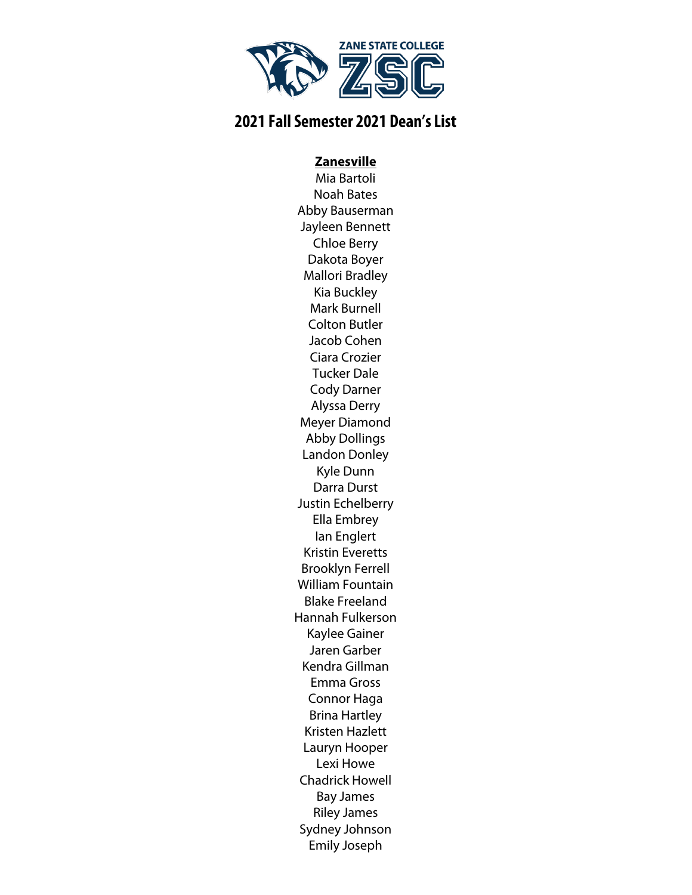ZANE STATE COLLEGE

ZSC

# 2021 Fall Semester 2021 Dean's List

**Zanesville**

Mia Bartoli
Noah Bates
Abby Bauserman
Jayleen Bennett
Chloe Berry
Dakota Boyer
Mallori Bradley
Kia Buckley
Mark Burnell
Colton Butler
Jacob Cohen
Ciara Crozier
Tucker Dale
Cody Darner
Alyssa Derry
Meyer Diamond
Abby Dollings
Landon Donley
Kyle Dunn
Darra Durst
Justin Echelberry
Ella Embrey
Ian Englert
Kristin Everetts
Brooklyn Ferrell
William Fountain
Blake Freeland
Hannah Fulkerson
Kaylee Gainer
Jaren Garber
Kendra Gillman
Emma Gross
Connor Haga
Brina Hartley
Kristen Hazlett
Lauryn Hooper
Lexi Howe
Chadrick Howell
Bay James
Riley James
Sydney Johnson
Emily Joseph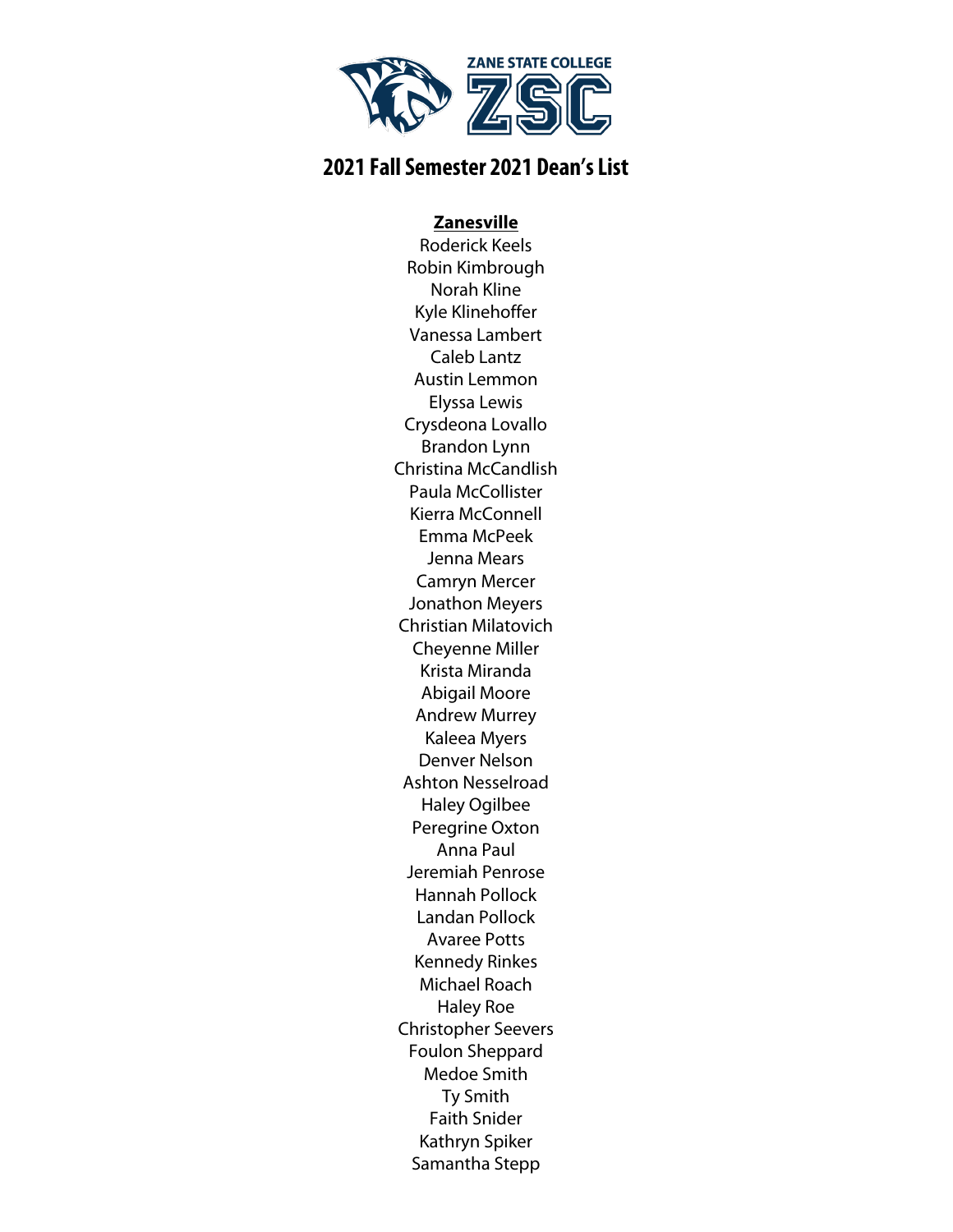ZANE STATE COLLEGE

ZSC

# 2021 Fall Semester 2021 Dean's List

**Zanesville**

Roderick Keels
Robin Kimbrough
Norah Kline
Kyle Klinehoffer
Vanessa Lambert
Caleb Lantz
Austin Lemmon
Elyssa Lewis
Crysdeona Lovallo
Brandon Lynn
Christina McCandlish
Paula McCollister
Kierra McConnell
Emma McPeek
Jenna Mears
Camryn Mercer
Jonathon Meyers
Christian Milatovich
Cheyenne Miller
Krista Miranda
Abigail Moore
Andrew Murrey
Kaleea Myers
Denver Nelson
Ashton Nesselroad
Haley Ogilbee
Peregrine Oxton
Anna Paul
Jeremiah Penrose
Hannah Pollock
Landan Pollock
Avaree Potts
Kennedy Rinkes
Michael Roach
Haley Roe
Christopher Seevers
Foulon Sheppard
Medoe Smith
Ty Smith
Faith Snider
Kathryn Spiker
Samantha Stepp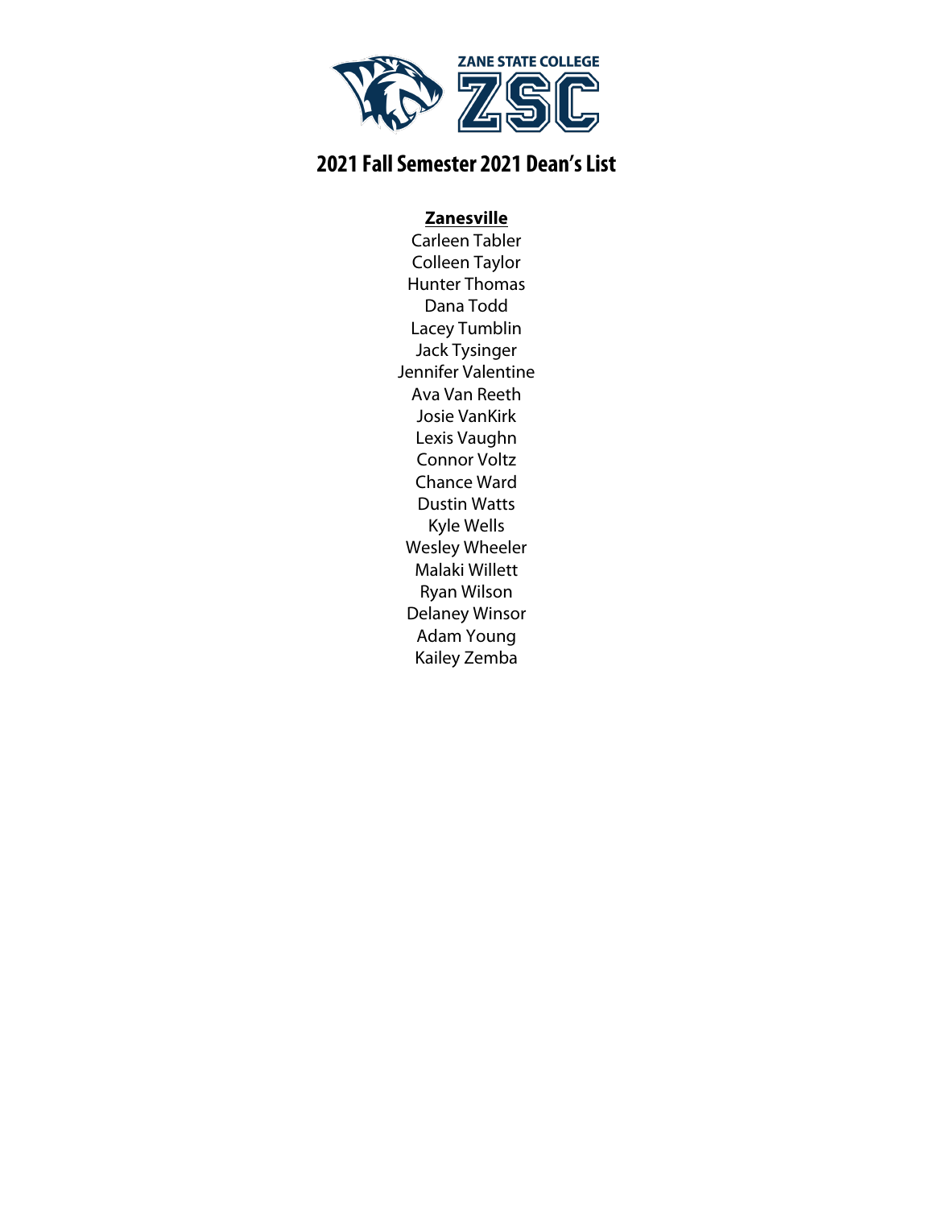ZANE STATE COLLEGE

ZSC

# 2021 Fall Semester 2021 Dean's List

**Zanesville**

Carleen Tabler
Colleen Taylor
Hunter Thomas
Dana Todd
Lacey Tumblin
Jack Tysinger
Jennifer Valentine
Ava Van Reeth
Josie VanKirk
Lexis Vaughn
Connor Voltz
Chance Ward
Dustin Watts
Kyle Wells
Wesley Wheeler
Malaki Willett
Ryan Wilson
Delaney Winsor
Adam Young
Kailey Zemba